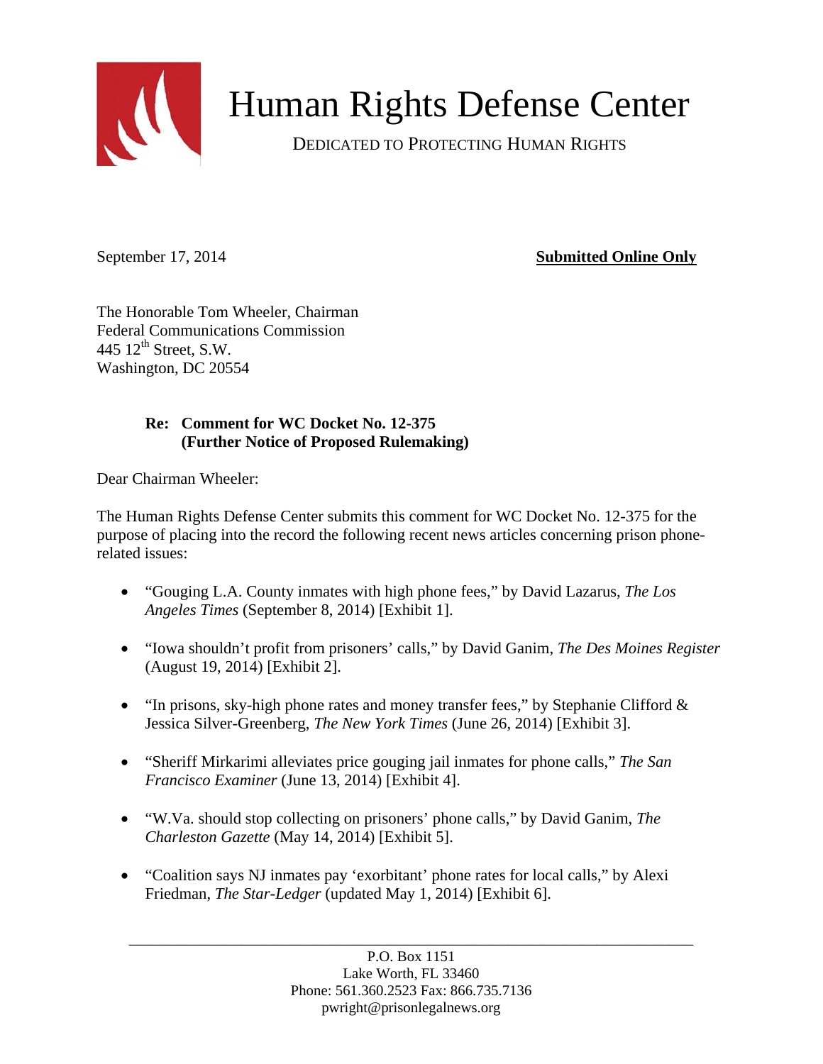# Human Rights Defense Center

DEDICATED TO PROTECTING HUMAN RIGHTS

September 17, 2014 **Submitted Online Only**

The Honorable Tom Wheeler, Chairman
Federal Communications Commission
445 12th Street, S.W.
Washington, DC 20554

**Re: Comment for WC Docket No. 12-375**
**(Further Notice of Proposed Rulemaking)**

Dear Chairman Wheeler:

The Human Rights Defense Center submits this comment for WC Docket No. 12-375 for the purpose of placing into the record the following recent news articles concerning prison phone-related issues:

- "Gouging L.A. County inmates with high phone fees," by David Lazarus, *The Los Angeles Times* (September 8, 2014) [Exhibit 1].
- "Iowa shouldn't profit from prisoners' calls," by David Ganim, *The Des Moines Register* (August 19, 2014) [Exhibit 2].
- "In prisons, sky-high phone rates and money transfer fees," by Stephanie Clifford & Jessica Silver-Greenberg, *The New York Times* (June 26, 2014) [Exhibit 3].
- "Sheriff Mirkarimi alleviates price gouging jail inmates for phone calls," *The San Francisco Examiner* (June 13, 2014) [Exhibit 4].
- "W.Va. should stop collecting on prisoners' phone calls," by David Ganim, *The Charleston Gazette* (May 14, 2014) [Exhibit 5].
- "Coalition says NJ inmates pay 'exorbitant' phone rates for local calls," by Alexi Friedman, *The Star-Ledger* (updated May 1, 2014) [Exhibit 6].

P.O. Box 1151
Lake Worth, FL 33460
Phone: 561.360.2523 Fax: 866.735.7136
pwright@prisonlegalnews.org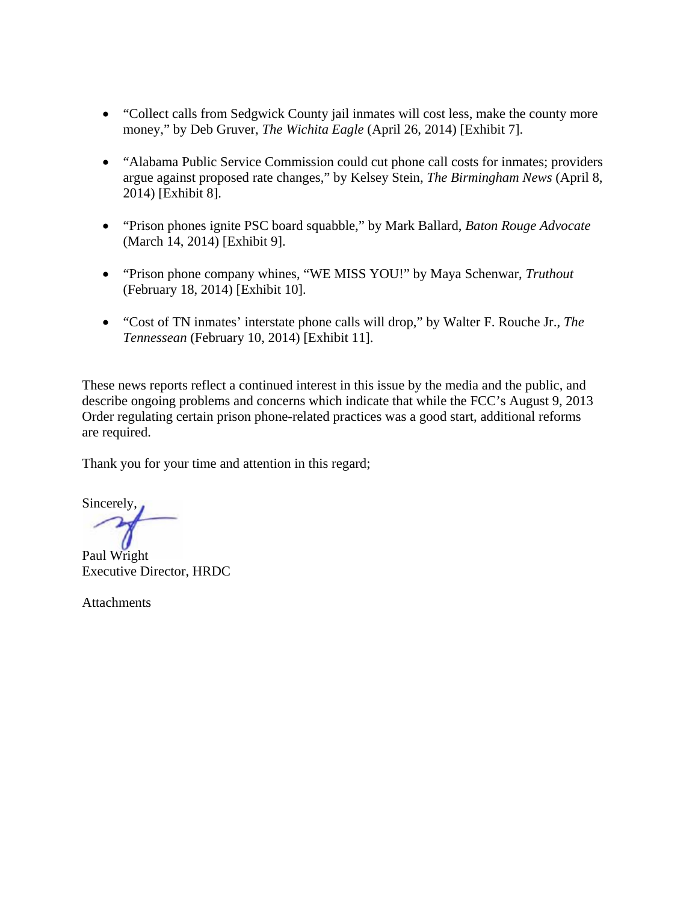- "Collect calls from Sedgwick County jail inmates will cost less, make the county more money," by Deb Gruver, *The Wichita Eagle* (April 26, 2014) [Exhibit 7].

- "Alabama Public Service Commission could cut phone call costs for inmates; providers argue against proposed rate changes," by Kelsey Stein, *The Birmingham News* (April 8, 2014) [Exhibit 8].

- "Prison phones ignite PSC board squabble," by Mark Ballard, *Baton Rouge Advocate* (March 14, 2014) [Exhibit 9].

- "Prison phone company whines, "WE MISS YOU!" by Maya Schenwar, *Truthout* (February 18, 2014) [Exhibit 10].

- "Cost of TN inmates' interstate phone calls will drop," by Walter F. Rouche Jr., *The Tennessean* (February 10, 2014) [Exhibit 11].

These news reports reflect a continued interest in this issue by the media and the public, and describe ongoing problems and concerns which indicate that while the FCC's August 9, 2013 Order regulating certain prison phone-related practices was a good start, additional reforms are required.

Thank you for your time and attention in this regard;

Sincerely,

Paul Wright
Executive Director, HRDC

Attachments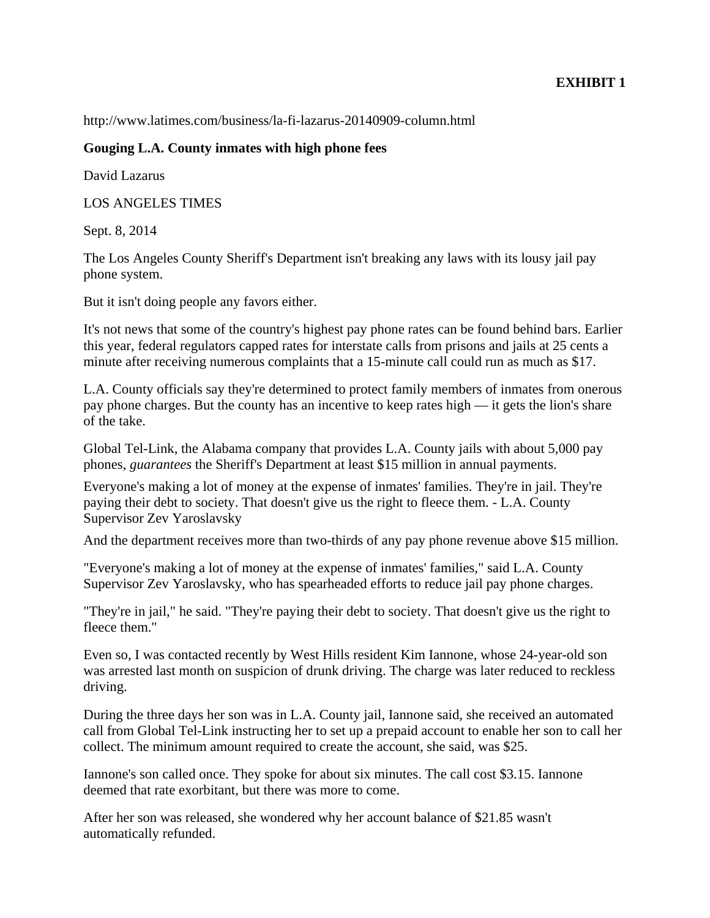**EXHIBIT 1**

http://www.latimes.com/business/la-fi-lazarus-20140909-column.html

**Gouging L.A. County inmates with high phone fees**

David Lazarus

LOS ANGELES TIMES

Sept. 8, 2014

The Los Angeles County Sheriff's Department isn't breaking any laws with its lousy jail pay phone system.

But it isn't doing people any favors either.

It's not news that some of the country's highest pay phone rates can be found behind bars. Earlier this year, federal regulators capped rates for interstate calls from prisons and jails at 25 cents a minute after receiving numerous complaints that a 15-minute call could run as much as $17.

L.A. County officials say they're determined to protect family members of inmates from onerous pay phone charges. But the county has an incentive to keep rates high — it gets the lion's share of the take.

Global Tel-Link, the Alabama company that provides L.A. County jails with about 5,000 pay phones, *guarantees* the Sheriff's Department at least $15 million in annual payments.

Everyone's making a lot of money at the expense of inmates' families. They're in jail. They're paying their debt to society. That doesn't give us the right to fleece them. - L.A. County Supervisor Zev Yaroslavsky

And the department receives more than two-thirds of any pay phone revenue above $15 million.

"Everyone's making a lot of money at the expense of inmates' families," said L.A. County Supervisor Zev Yaroslavsky, who has spearheaded efforts to reduce jail pay phone charges.

"They're in jail," he said. "They're paying their debt to society. That doesn't give us the right to fleece them."

Even so, I was contacted recently by West Hills resident Kim Iannone, whose 24-year-old son was arrested last month on suspicion of drunk driving. The charge was later reduced to reckless driving.

During the three days her son was in L.A. County jail, Iannone said, she received an automated call from Global Tel-Link instructing her to set up a prepaid account to enable her son to call her collect. The minimum amount required to create the account, she said, was $25.

Iannone's son called once. They spoke for about six minutes. The call cost $3.15. Iannone deemed that rate exorbitant, but there was more to come.

After her son was released, she wondered why her account balance of $21.85 wasn't automatically refunded.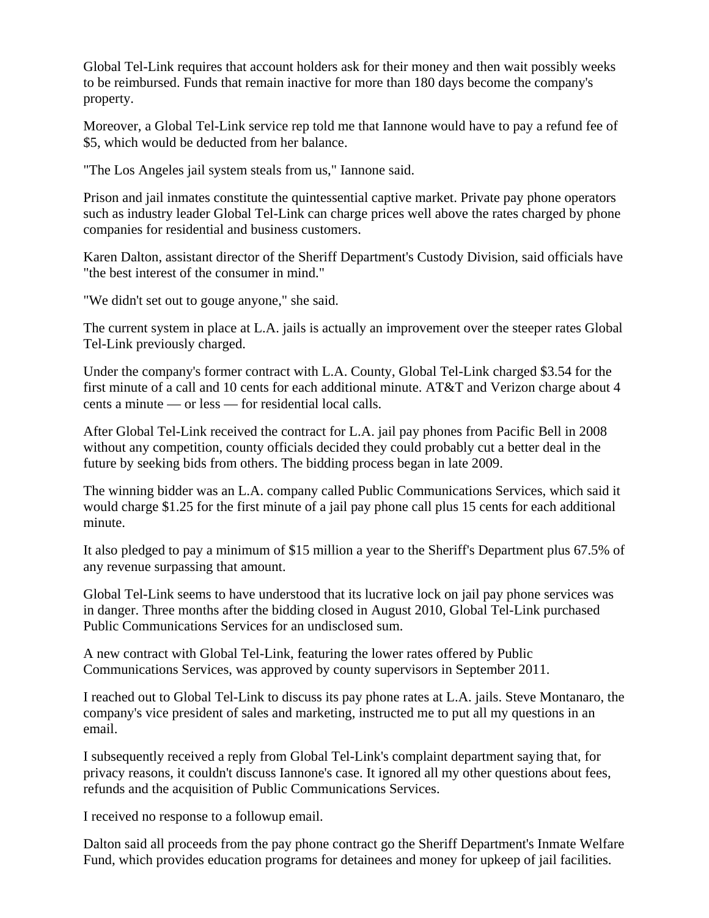Global Tel-Link requires that account holders ask for their money and then wait possibly weeks to be reimbursed. Funds that remain inactive for more than 180 days become the company's property.

Moreover, a Global Tel-Link service rep told me that Iannone would have to pay a refund fee of $5, which would be deducted from her balance.

"The Los Angeles jail system steals from us," Iannone said.

Prison and jail inmates constitute the quintessential captive market. Private pay phone operators such as industry leader Global Tel-Link can charge prices well above the rates charged by phone companies for residential and business customers.

Karen Dalton, assistant director of the Sheriff Department's Custody Division, said officials have "the best interest of the consumer in mind."

"We didn't set out to gouge anyone," she said.

The current system in place at L.A. jails is actually an improvement over the steeper rates Global Tel-Link previously charged.

Under the company's former contract with L.A. County, Global Tel-Link charged $3.54 for the first minute of a call and 10 cents for each additional minute. AT&T and Verizon charge about 4 cents a minute — or less — for residential local calls.

After Global Tel-Link received the contract for L.A. jail pay phones from Pacific Bell in 2008 without any competition, county officials decided they could probably cut a better deal in the future by seeking bids from others. The bidding process began in late 2009.

The winning bidder was an L.A. company called Public Communications Services, which said it would charge $1.25 for the first minute of a jail pay phone call plus 15 cents for each additional minute.

It also pledged to pay a minimum of $15 million a year to the Sheriff's Department plus 67.5% of any revenue surpassing that amount.

Global Tel-Link seems to have understood that its lucrative lock on jail pay phone services was in danger. Three months after the bidding closed in August 2010, Global Tel-Link purchased Public Communications Services for an undisclosed sum.

A new contract with Global Tel-Link, featuring the lower rates offered by Public Communications Services, was approved by county supervisors in September 2011.

I reached out to Global Tel-Link to discuss its pay phone rates at L.A. jails. Steve Montanaro, the company's vice president of sales and marketing, instructed me to put all my questions in an email.

I subsequently received a reply from Global Tel-Link's complaint department saying that, for privacy reasons, it couldn't discuss Iannone's case. It ignored all my other questions about fees, refunds and the acquisition of Public Communications Services.

I received no response to a followup email.

Dalton said all proceeds from the pay phone contract go the Sheriff Department's Inmate Welfare Fund, which provides education programs for detainees and money for upkeep of jail facilities.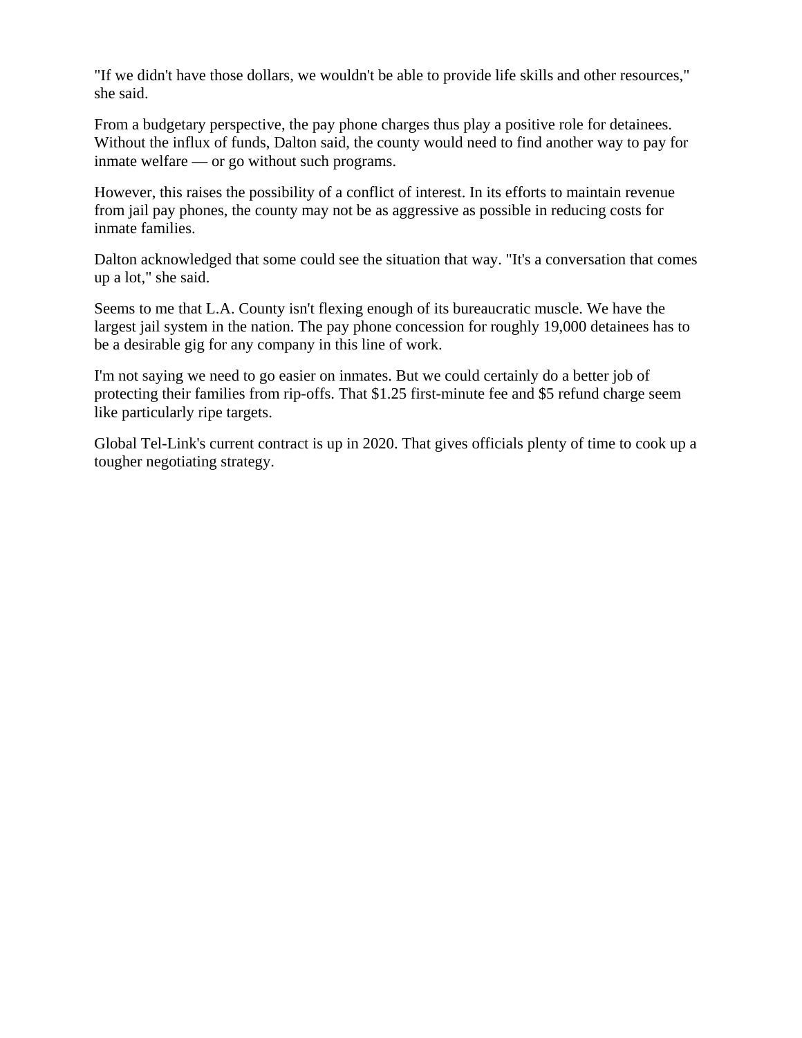"If we didn't have those dollars, we wouldn't be able to provide life skills and other resources," she said.

From a budgetary perspective, the pay phone charges thus play a positive role for detainees. Without the influx of funds, Dalton said, the county would need to find another way to pay for inmate welfare — or go without such programs.

However, this raises the possibility of a conflict of interest. In its efforts to maintain revenue from jail pay phones, the county may not be as aggressive as possible in reducing costs for inmate families.

Dalton acknowledged that some could see the situation that way. "It's a conversation that comes up a lot," she said.

Seems to me that L.A. County isn't flexing enough of its bureaucratic muscle. We have the largest jail system in the nation. The pay phone concession for roughly 19,000 detainees has to be a desirable gig for any company in this line of work.

I'm not saying we need to go easier on inmates. But we could certainly do a better job of protecting their families from rip-offs. That $1.25 first-minute fee and $5 refund charge seem like particularly ripe targets.

Global Tel-Link's current contract is up in 2020. That gives officials plenty of time to cook up a tougher negotiating strategy.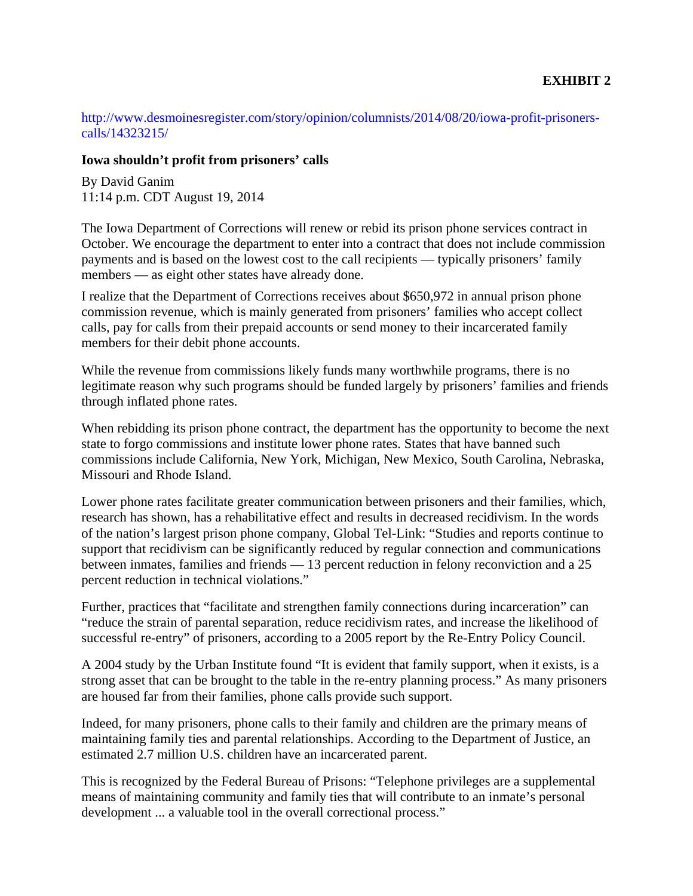**EXHIBIT 2**

http://www.desmoinesregister.com/story/opinion/columnists/2014/08/20/iowa-profit-prisoners-calls/14323215/

**Iowa shouldn't profit from prisoners' calls**

By David Ganim
11:14 p.m. CDT August 19, 2014

The Iowa Department of Corrections will renew or rebid its prison phone services contract in October. We encourage the department to enter into a contract that does not include commission payments and is based on the lowest cost to the call recipients — typically prisoners' family members — as eight other states have already done.

I realize that the Department of Corrections receives about $650,972 in annual prison phone commission revenue, which is mainly generated from prisoners' families who accept collect calls, pay for calls from their prepaid accounts or send money to their incarcerated family members for their debit phone accounts.

While the revenue from commissions likely funds many worthwhile programs, there is no legitimate reason why such programs should be funded largely by prisoners' families and friends through inflated phone rates.

When rebidding its prison phone contract, the department has the opportunity to become the next state to forgo commissions and institute lower phone rates. States that have banned such commissions include California, New York, Michigan, New Mexico, South Carolina, Nebraska, Missouri and Rhode Island.

Lower phone rates facilitate greater communication between prisoners and their families, which, research has shown, has a rehabilitative effect and results in decreased recidivism. In the words of the nation's largest prison phone company, Global Tel-Link: "Studies and reports continue to support that recidivism can be significantly reduced by regular connection and communications between inmates, families and friends — 13 percent reduction in felony reconviction and a 25 percent reduction in technical violations."

Further, practices that "facilitate and strengthen family connections during incarceration" can "reduce the strain of parental separation, reduce recidivism rates, and increase the likelihood of successful re-entry" of prisoners, according to a 2005 report by the Re-Entry Policy Council.

A 2004 study by the Urban Institute found "It is evident that family support, when it exists, is a strong asset that can be brought to the table in the re-entry planning process." As many prisoners are housed far from their families, phone calls provide such support.

Indeed, for many prisoners, phone calls to their family and children are the primary means of maintaining family ties and parental relationships. According to the Department of Justice, an estimated 2.7 million U.S. children have an incarcerated parent.

This is recognized by the Federal Bureau of Prisons: "Telephone privileges are a supplemental means of maintaining community and family ties that will contribute to an inmate's personal development ... a valuable tool in the overall correctional process."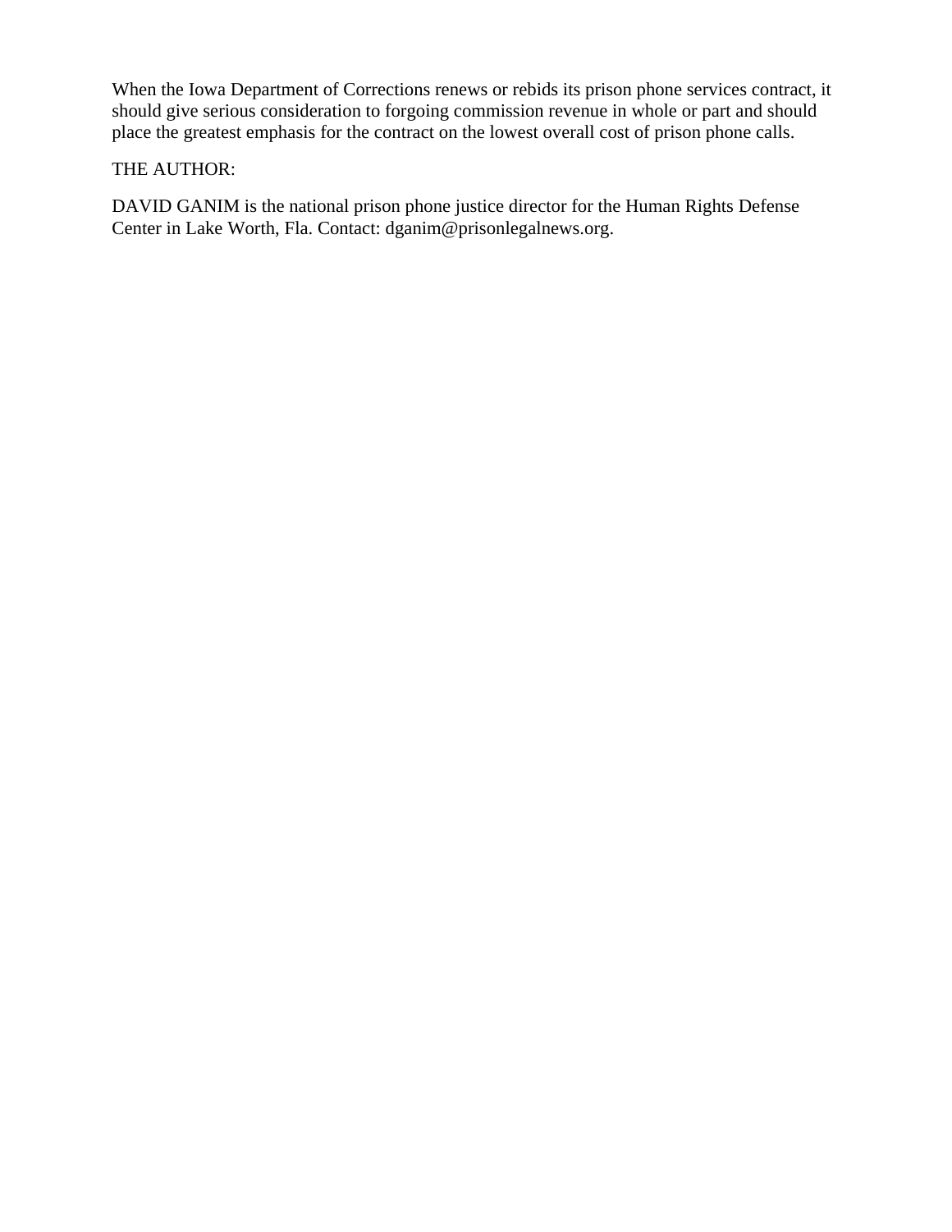When the Iowa Department of Corrections renews or rebids its prison phone services contract, it should give serious consideration to forgoing commission revenue in whole or part and should place the greatest emphasis for the contract on the lowest overall cost of prison phone calls.

THE AUTHOR:

DAVID GANIM is the national prison phone justice director for the Human Rights Defense Center in Lake Worth, Fla. Contact: dganim@prisonlegalnews.org.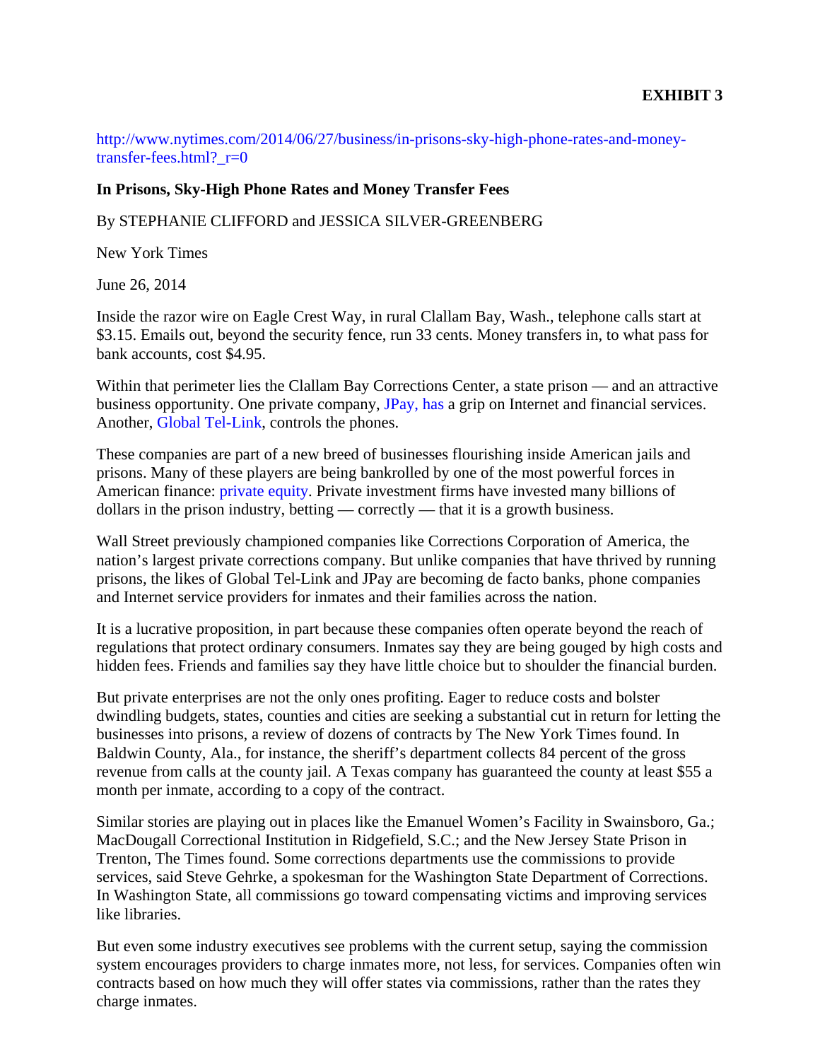**EXHIBIT 3**

http://www.nytimes.com/2014/06/27/business/in-prisons-sky-high-phone-rates-and-money-transfer-fees.html?_r=0

**In Prisons, Sky-High Phone Rates and Money Transfer Fees**

By STEPHANIE CLIFFORD and JESSICA SILVER-GREENBERG

New York Times

June 26, 2014

Inside the razor wire on Eagle Crest Way, in rural Clallam Bay, Wash., telephone calls start at $3.15. Emails out, beyond the security fence, run 33 cents. Money transfers in, to what pass for bank accounts, cost $4.95.

Within that perimeter lies the Clallam Bay Corrections Center, a state prison — and an attractive business opportunity. One private company, JPay, has a grip on Internet and financial services. Another, Global Tel-Link, controls the phones.

These companies are part of a new breed of businesses flourishing inside American jails and prisons. Many of these players are being bankrolled by one of the most powerful forces in American finance: private equity. Private investment firms have invested many billions of dollars in the prison industry, betting — correctly — that it is a growth business.

Wall Street previously championed companies like Corrections Corporation of America, the nation's largest private corrections company. But unlike companies that have thrived by running prisons, the likes of Global Tel-Link and JPay are becoming de facto banks, phone companies and Internet service providers for inmates and their families across the nation.

It is a lucrative proposition, in part because these companies often operate beyond the reach of regulations that protect ordinary consumers. Inmates say they are being gouged by high costs and hidden fees. Friends and families say they have little choice but to shoulder the financial burden.

But private enterprises are not the only ones profiting. Eager to reduce costs and bolster dwindling budgets, states, counties and cities are seeking a substantial cut in return for letting the businesses into prisons, a review of dozens of contracts by The New York Times found. In Baldwin County, Ala., for instance, the sheriff's department collects 84 percent of the gross revenue from calls at the county jail. A Texas company has guaranteed the county at least $55 a month per inmate, according to a copy of the contract.

Similar stories are playing out in places like the Emanuel Women's Facility in Swainsboro, Ga.; MacDougall Correctional Institution in Ridgefield, S.C.; and the New Jersey State Prison in Trenton, The Times found. Some corrections departments use the commissions to provide services, said Steve Gehrke, a spokesman for the Washington State Department of Corrections. In Washington State, all commissions go toward compensating victims and improving services like libraries.

But even some industry executives see problems with the current setup, saying the commission system encourages providers to charge inmates more, not less, for services. Companies often win contracts based on how much they will offer states via commissions, rather than the rates they charge inmates.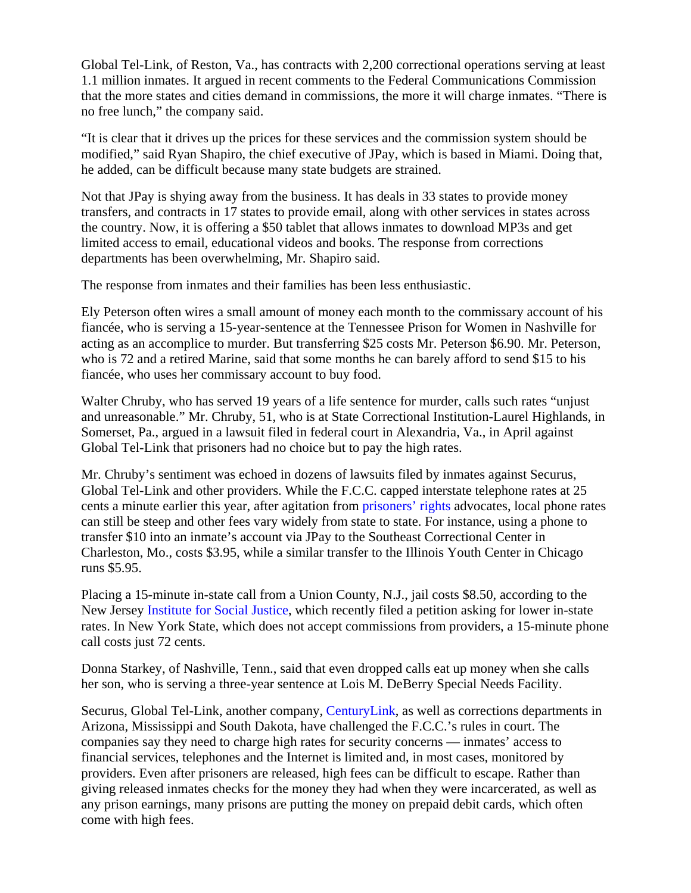Global Tel-Link, of Reston, Va., has contracts with 2,200 correctional operations serving at least 1.1 million inmates. It argued in recent comments to the Federal Communications Commission that the more states and cities demand in commissions, the more it will charge inmates. "There is no free lunch," the company said.

"It is clear that it drives up the prices for these services and the commission system should be modified," said Ryan Shapiro, the chief executive of JPay, which is based in Miami. Doing that, he added, can be difficult because many state budgets are strained.

Not that JPay is shying away from the business. It has deals in 33 states to provide money transfers, and contracts in 17 states to provide email, along with other services in states across the country. Now, it is offering a $50 tablet that allows inmates to download MP3s and get limited access to email, educational videos and books. The response from corrections departments has been overwhelming, Mr. Shapiro said.

The response from inmates and their families has been less enthusiastic.

Ely Peterson often wires a small amount of money each month to the commissary account of his fiancée, who is serving a 15-year-sentence at the Tennessee Prison for Women in Nashville for acting as an accomplice to murder. But transferring $25 costs Mr. Peterson $6.90. Mr. Peterson, who is 72 and a retired Marine, said that some months he can barely afford to send $15 to his fiancée, who uses her commissary account to buy food.

Walter Chruby, who has served 19 years of a life sentence for murder, calls such rates "unjust and unreasonable." Mr. Chruby, 51, who is at State Correctional Institution-Laurel Highlands, in Somerset, Pa., argued in a lawsuit filed in federal court in Alexandria, Va., in April against Global Tel-Link that prisoners had no choice but to pay the high rates.

Mr. Chruby's sentiment was echoed in dozens of lawsuits filed by inmates against Securus, Global Tel-Link and other providers. While the F.C.C. capped interstate telephone rates at 25 cents a minute earlier this year, after agitation from prisoners' rights advocates, local phone rates can still be steep and other fees vary widely from state to state. For instance, using a phone to transfer $10 into an inmate's account via JPay to the Southeast Correctional Center in Charleston, Mo., costs $3.95, while a similar transfer to the Illinois Youth Center in Chicago runs $5.95.

Placing a 15-minute in-state call from a Union County, N.J., jail costs $8.50, according to the New Jersey Institute for Social Justice, which recently filed a petition asking for lower in-state rates. In New York State, which does not accept commissions from providers, a 15-minute phone call costs just 72 cents.

Donna Starkey, of Nashville, Tenn., said that even dropped calls eat up money when she calls her son, who is serving a three-year sentence at Lois M. DeBerry Special Needs Facility.

Securus, Global Tel-Link, another company, CenturyLink, as well as corrections departments in Arizona, Mississippi and South Dakota, have challenged the F.C.C.'s rules in court. The companies say they need to charge high rates for security concerns — inmates' access to financial services, telephones and the Internet is limited and, in most cases, monitored by providers. Even after prisoners are released, high fees can be difficult to escape. Rather than giving released inmates checks for the money they had when they were incarcerated, as well as any prison earnings, many prisons are putting the money on prepaid debit cards, which often come with high fees.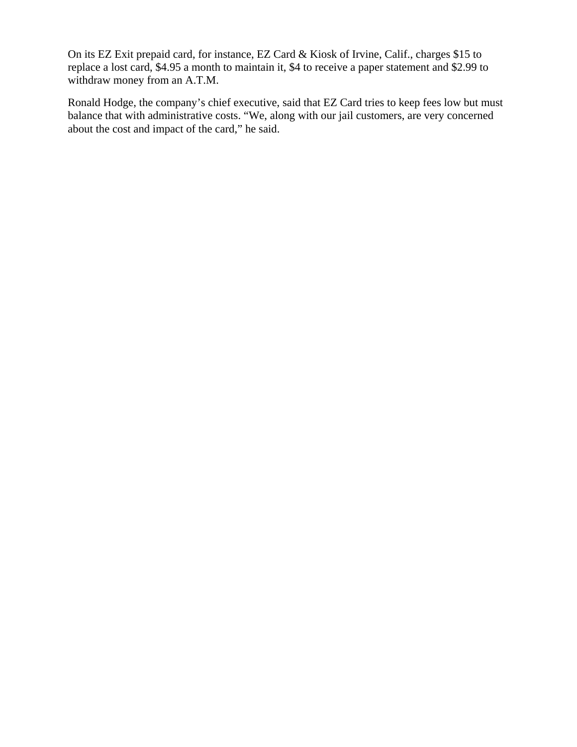On its EZ Exit prepaid card, for instance, EZ Card & Kiosk of Irvine, Calif., charges $15 to replace a lost card, $4.95 a month to maintain it, $4 to receive a paper statement and $2.99 to withdraw money from an A.T.M.

Ronald Hodge, the company's chief executive, said that EZ Card tries to keep fees low but must balance that with administrative costs. "We, along with our jail customers, are very concerned about the cost and impact of the card," he said.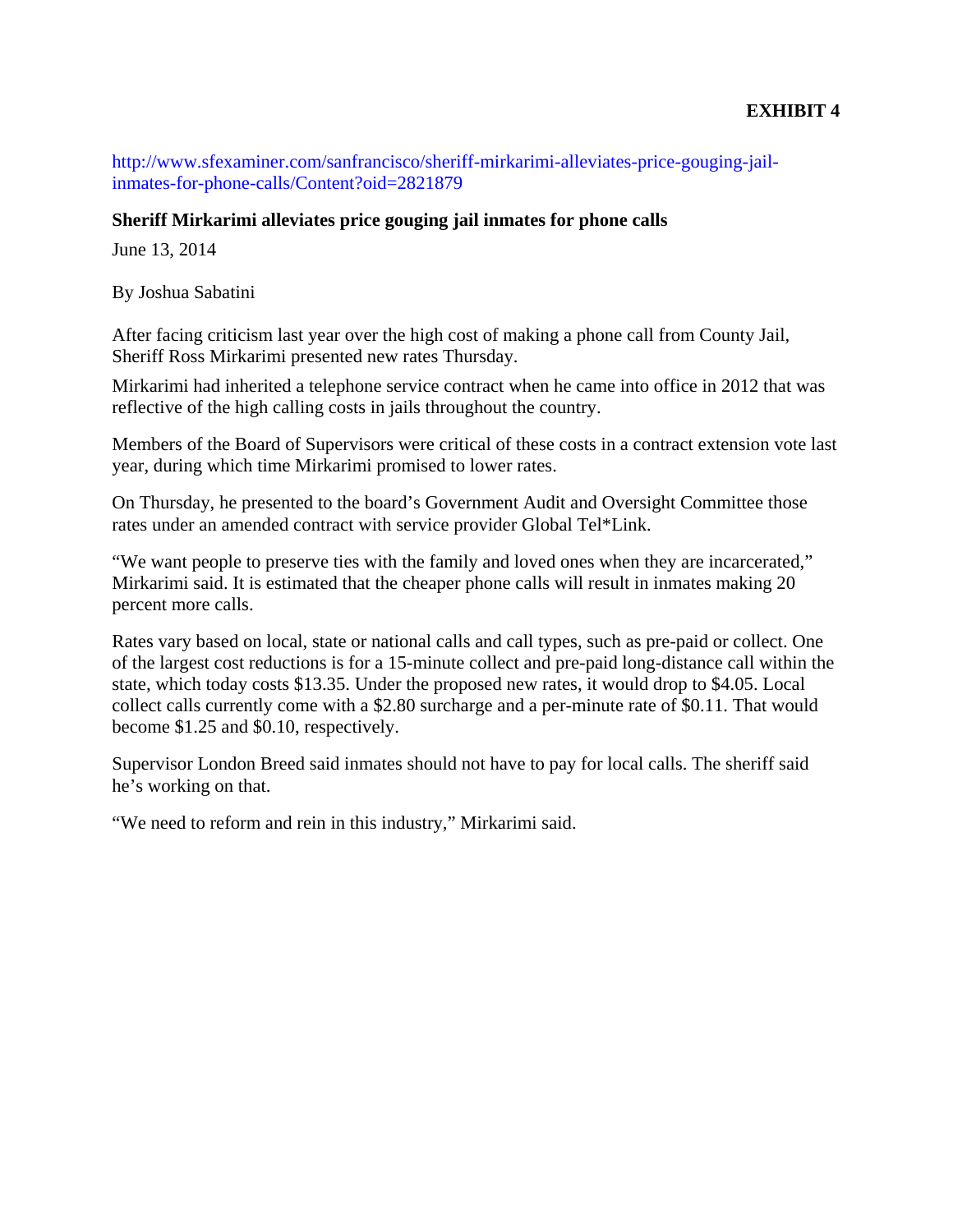**EXHIBIT 4**

http://www.sfexaminer.com/sanfrancisco/sheriff-mirkarimi-alleviates-price-gouging-jail-inmates-for-phone-calls/Content?oid=2821879

**Sheriff Mirkarimi alleviates price gouging jail inmates for phone calls**

June 13, 2014

By Joshua Sabatini

After facing criticism last year over the high cost of making a phone call from County Jail, Sheriff Ross Mirkarimi presented new rates Thursday.

Mirkarimi had inherited a telephone service contract when he came into office in 2012 that was reflective of the high calling costs in jails throughout the country.

Members of the Board of Supervisors were critical of these costs in a contract extension vote last year, during which time Mirkarimi promised to lower rates.

On Thursday, he presented to the board's Government Audit and Oversight Committee those rates under an amended contract with service provider Global Tel*Link.

"We want people to preserve ties with the family and loved ones when they are incarcerated," Mirkarimi said. It is estimated that the cheaper phone calls will result in inmates making 20 percent more calls.

Rates vary based on local, state or national calls and call types, such as pre-paid or collect. One of the largest cost reductions is for a 15-minute collect and pre-paid long-distance call within the state, which today costs $13.35. Under the proposed new rates, it would drop to $4.05. Local collect calls currently come with a $2.80 surcharge and a per-minute rate of $0.11. That would become $1.25 and $0.10, respectively.

Supervisor London Breed said inmates should not have to pay for local calls. The sheriff said he's working on that.

"We need to reform and rein in this industry," Mirkarimi said.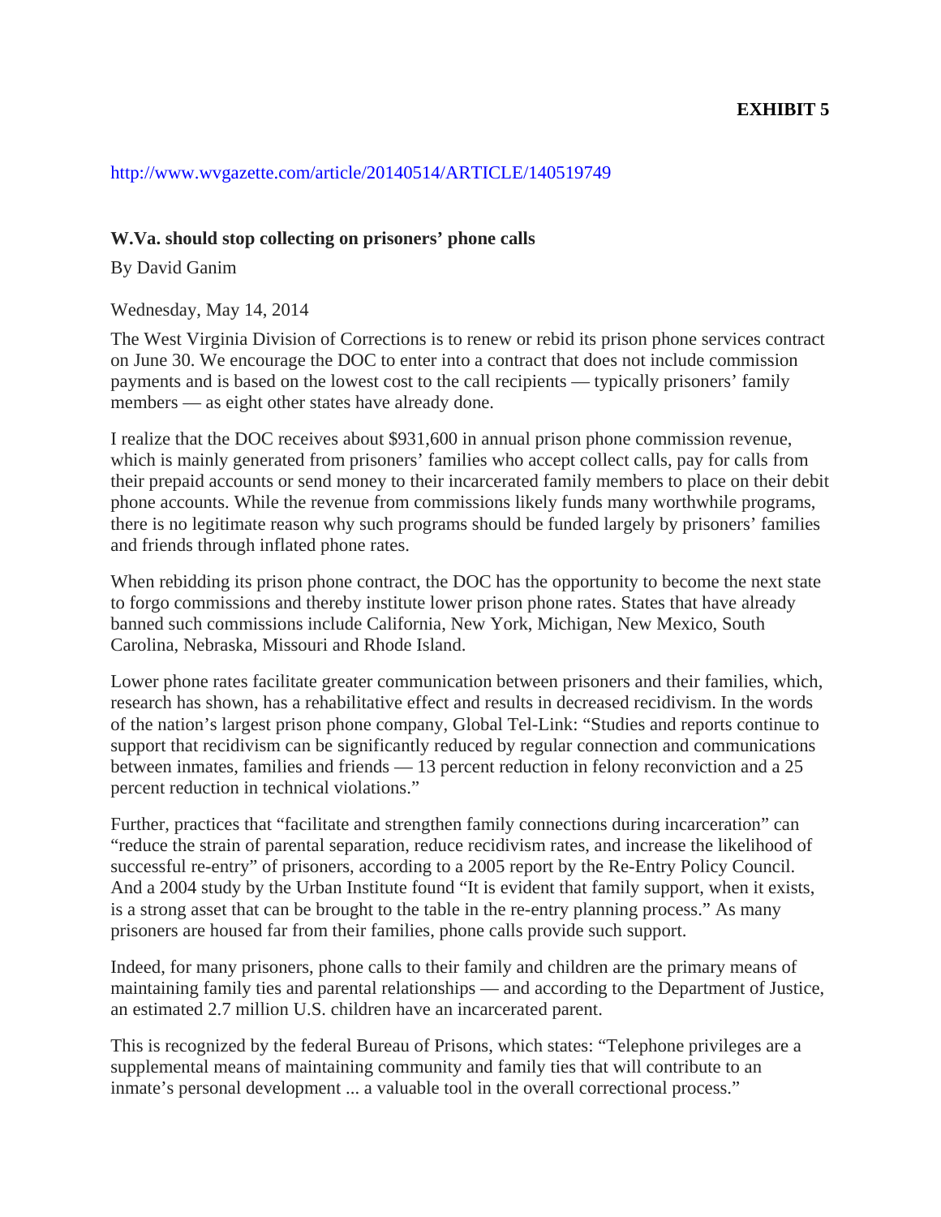**EXHIBIT 5**

http://www.wvgazette.com/article/20140514/ARTICLE/140519749

**W.Va. should stop collecting on prisoners' phone calls**

By David Ganim

Wednesday, May 14, 2014

The West Virginia Division of Corrections is to renew or rebid its prison phone services contract on June 30. We encourage the DOC to enter into a contract that does not include commission payments and is based on the lowest cost to the call recipients — typically prisoners' family members — as eight other states have already done.

I realize that the DOC receives about $931,600 in annual prison phone commission revenue, which is mainly generated from prisoners' families who accept collect calls, pay for calls from their prepaid accounts or send money to their incarcerated family members to place on their debit phone accounts. While the revenue from commissions likely funds many worthwhile programs, there is no legitimate reason why such programs should be funded largely by prisoners' families and friends through inflated phone rates.

When rebidding its prison phone contract, the DOC has the opportunity to become the next state to forgo commissions and thereby institute lower prison phone rates. States that have already banned such commissions include California, New York, Michigan, New Mexico, South Carolina, Nebraska, Missouri and Rhode Island.

Lower phone rates facilitate greater communication between prisoners and their families, which, research has shown, has a rehabilitative effect and results in decreased recidivism. In the words of the nation's largest prison phone company, Global Tel-Link: "Studies and reports continue to support that recidivism can be significantly reduced by regular connection and communications between inmates, families and friends — 13 percent reduction in felony reconviction and a 25 percent reduction in technical violations."

Further, practices that "facilitate and strengthen family connections during incarceration" can "reduce the strain of parental separation, reduce recidivism rates, and increase the likelihood of successful re-entry" of prisoners, according to a 2005 report by the Re-Entry Policy Council. And a 2004 study by the Urban Institute found "It is evident that family support, when it exists, is a strong asset that can be brought to the table in the re-entry planning process." As many prisoners are housed far from their families, phone calls provide such support.

Indeed, for many prisoners, phone calls to their family and children are the primary means of maintaining family ties and parental relationships — and according to the Department of Justice, an estimated 2.7 million U.S. children have an incarcerated parent.

This is recognized by the federal Bureau of Prisons, which states: "Telephone privileges are a supplemental means of maintaining community and family ties that will contribute to an inmate's personal development ... a valuable tool in the overall correctional process."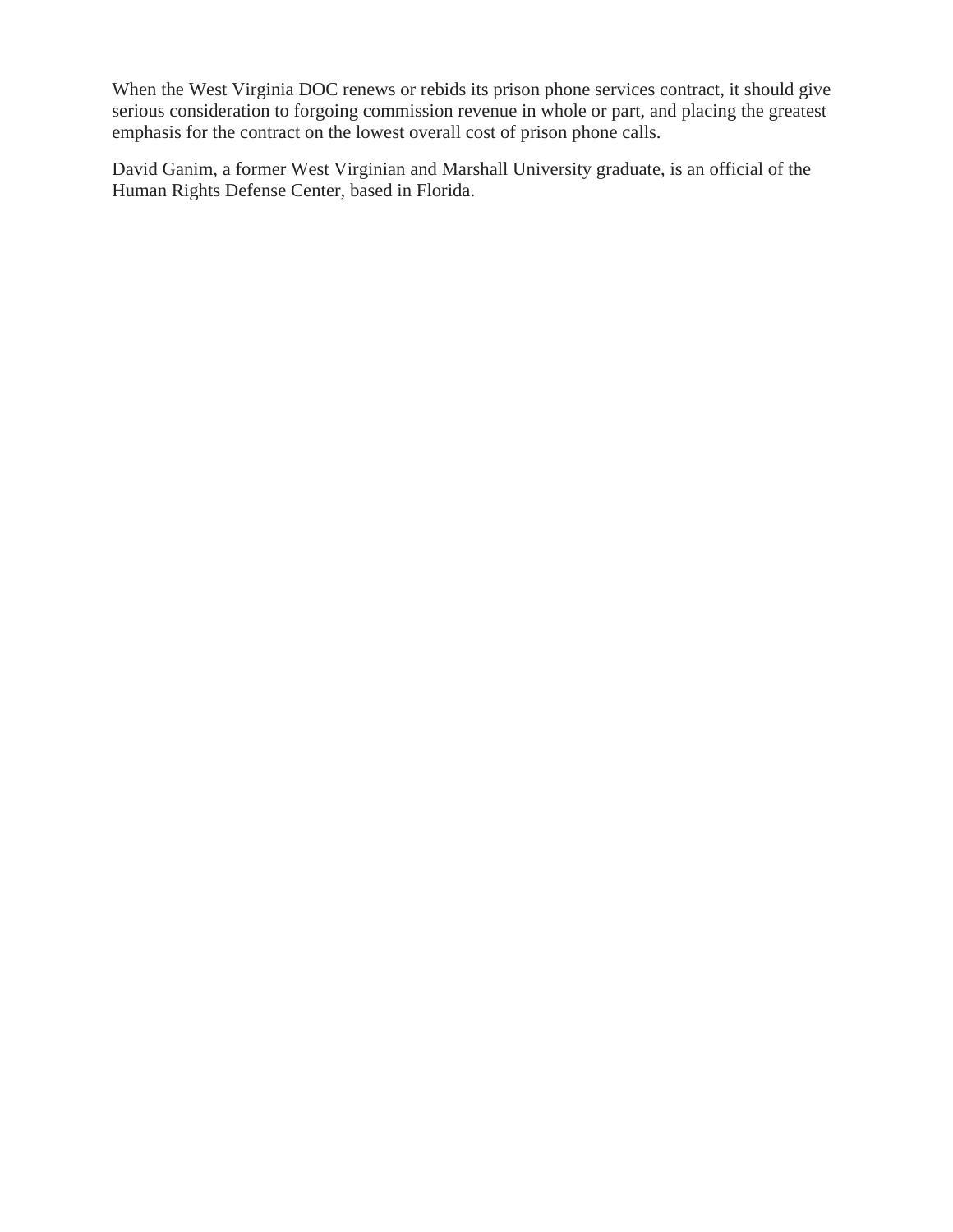When the West Virginia DOC renews or rebids its prison phone services contract, it should give serious consideration to forgoing commission revenue in whole or part, and placing the greatest emphasis for the contract on the lowest overall cost of prison phone calls.

David Ganim, a former West Virginian and Marshall University graduate, is an official of the Human Rights Defense Center, based in Florida.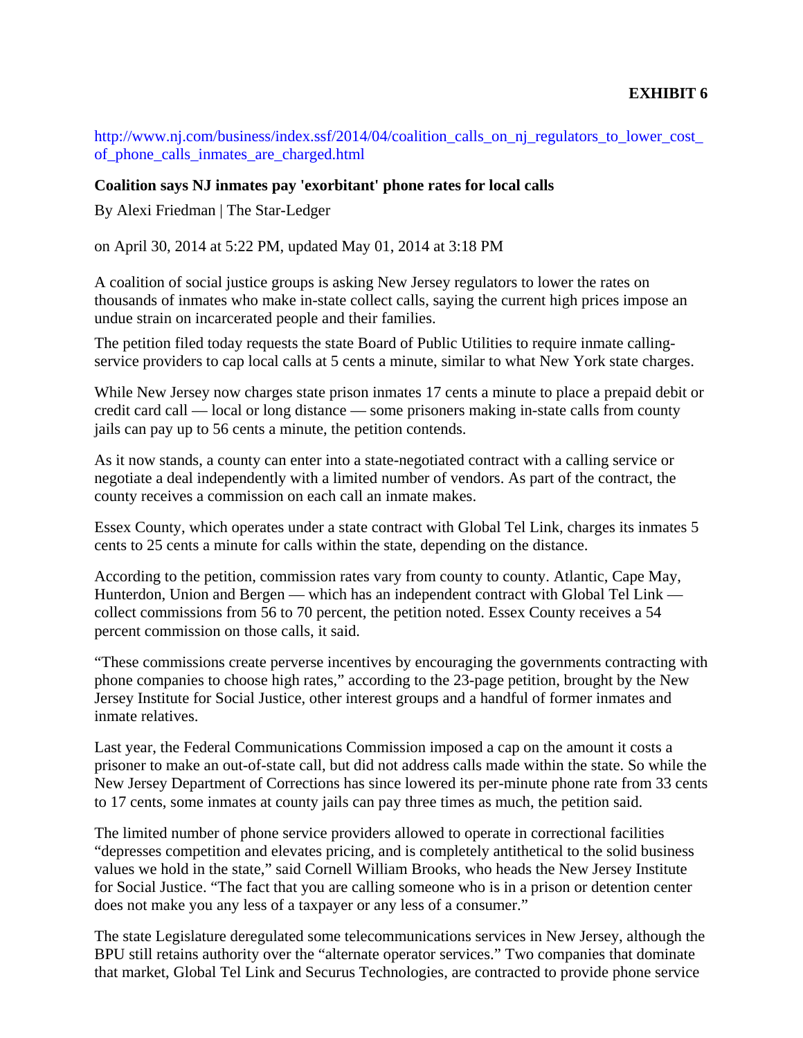**EXHIBIT 6**

http://www.nj.com/business/index.ssf/2014/04/coalition_calls_on_nj_regulators_to_lower_cost_of_phone_calls_inmates_are_charged.html

**Coalition says NJ inmates pay 'exorbitant' phone rates for local calls**

By Alexi Friedman | The Star-Ledger

on April 30, 2014 at 5:22 PM, updated May 01, 2014 at 3:18 PM

A coalition of social justice groups is asking New Jersey regulators to lower the rates on thousands of inmates who make in-state collect calls, saying the current high prices impose an undue strain on incarcerated people and their families.

The petition filed today requests the state Board of Public Utilities to require inmate calling-service providers to cap local calls at 5 cents a minute, similar to what New York state charges.

While New Jersey now charges state prison inmates 17 cents a minute to place a prepaid debit or credit card call — local or long distance — some prisoners making in-state calls from county jails can pay up to 56 cents a minute, the petition contends.

As it now stands, a county can enter into a state-negotiated contract with a calling service or negotiate a deal independently with a limited number of vendors. As part of the contract, the county receives a commission on each call an inmate makes.

Essex County, which operates under a state contract with Global Tel Link, charges its inmates 5 cents to 25 cents a minute for calls within the state, depending on the distance.

According to the petition, commission rates vary from county to county. Atlantic, Cape May, Hunterdon, Union and Bergen — which has an independent contract with Global Tel Link — collect commissions from 56 to 70 percent, the petition noted. Essex County receives a 54 percent commission on those calls, it said.

"These commissions create perverse incentives by encouraging the governments contracting with phone companies to choose high rates," according to the 23-page petition, brought by the New Jersey Institute for Social Justice, other interest groups and a handful of former inmates and inmate relatives.

Last year, the Federal Communications Commission imposed a cap on the amount it costs a prisoner to make an out-of-state call, but did not address calls made within the state. So while the New Jersey Department of Corrections has since lowered its per-minute phone rate from 33 cents to 17 cents, some inmates at county jails can pay three times as much, the petition said.

The limited number of phone service providers allowed to operate in correctional facilities "depresses competition and elevates pricing, and is completely antithetical to the solid business values we hold in the state," said Cornell William Brooks, who heads the New Jersey Institute for Social Justice. "The fact that you are calling someone who is in a prison or detention center does not make you any less of a taxpayer or any less of a consumer."

The state Legislature deregulated some telecommunications services in New Jersey, although the BPU still retains authority over the "alternate operator services." Two companies that dominate that market, Global Tel Link and Securus Technologies, are contracted to provide phone service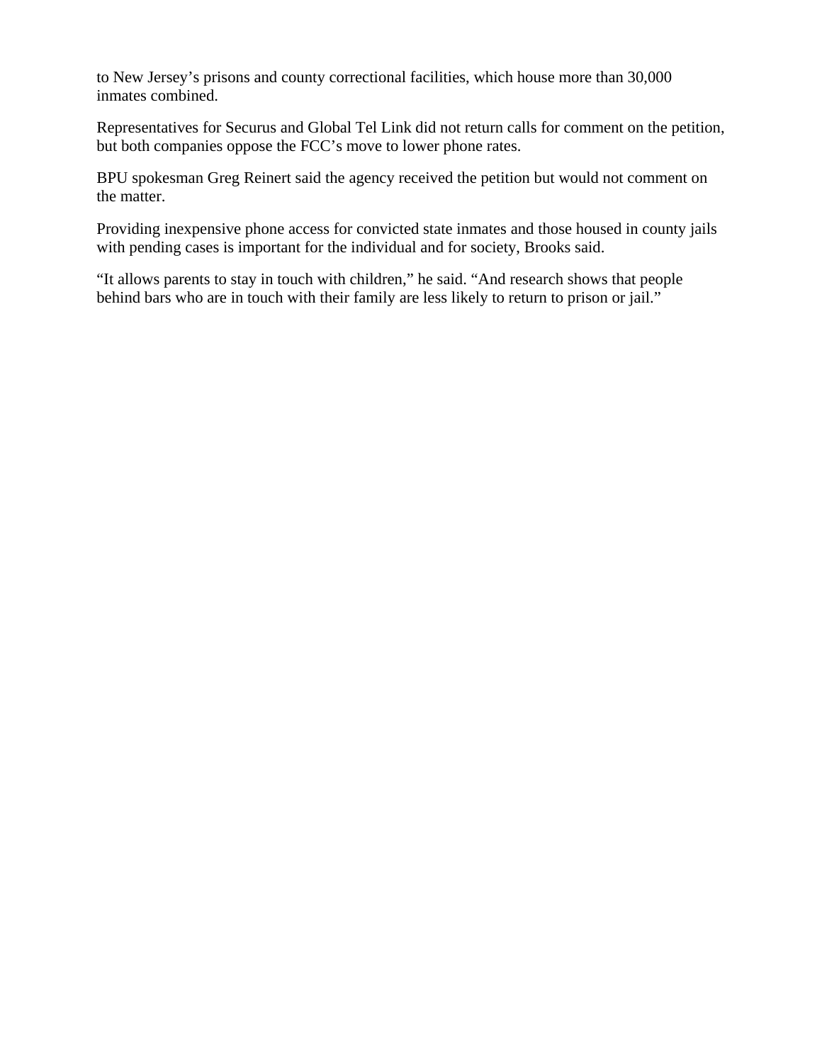to New Jersey's prisons and county correctional facilities, which house more than 30,000 inmates combined.

Representatives for Securus and Global Tel Link did not return calls for comment on the petition, but both companies oppose the FCC's move to lower phone rates.

BPU spokesman Greg Reinert said the agency received the petition but would not comment on the matter.

Providing inexpensive phone access for convicted state inmates and those housed in county jails with pending cases is important for the individual and for society, Brooks said.

"It allows parents to stay in touch with children," he said. "And research shows that people behind bars who are in touch with their family are less likely to return to prison or jail."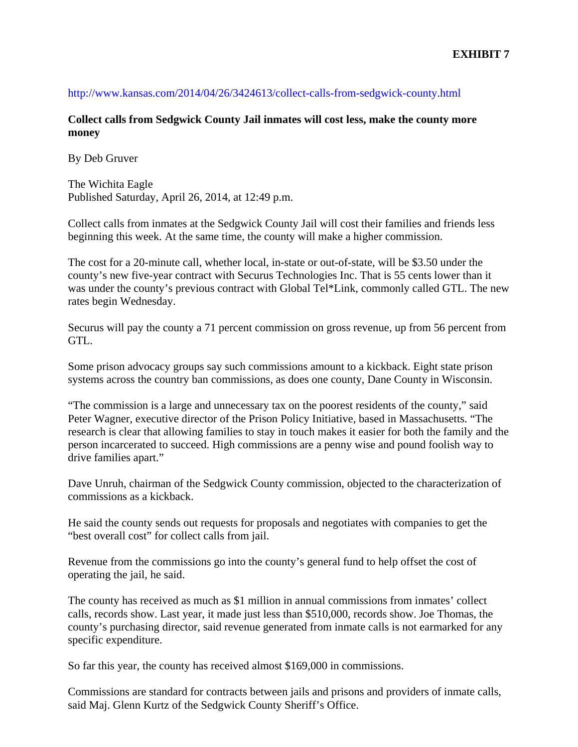**EXHIBIT 7**

http://www.kansas.com/2014/04/26/3424613/collect-calls-from-sedgwick-county.html

**Collect calls from Sedgwick County Jail inmates will cost less, make the county more money**

By Deb Gruver

The Wichita Eagle
Published Saturday, April 26, 2014, at 12:49 p.m.

Collect calls from inmates at the Sedgwick County Jail will cost their families and friends less beginning this week. At the same time, the county will make a higher commission.

The cost for a 20-minute call, whether local, in-state or out-of-state, will be $3.50 under the county's new five-year contract with Securus Technologies Inc. That is 55 cents lower than it was under the county's previous contract with Global Tel*Link, commonly called GTL. The new rates begin Wednesday.

Securus will pay the county a 71 percent commission on gross revenue, up from 56 percent from GTL.

Some prison advocacy groups say such commissions amount to a kickback. Eight state prison systems across the country ban commissions, as does one county, Dane County in Wisconsin.

"The commission is a large and unnecessary tax on the poorest residents of the county," said Peter Wagner, executive director of the Prison Policy Initiative, based in Massachusetts. "The research is clear that allowing families to stay in touch makes it easier for both the family and the person incarcerated to succeed. High commissions are a penny wise and pound foolish way to drive families apart."

Dave Unruh, chairman of the Sedgwick County commission, objected to the characterization of commissions as a kickback.

He said the county sends out requests for proposals and negotiates with companies to get the "best overall cost" for collect calls from jail.

Revenue from the commissions go into the county's general fund to help offset the cost of operating the jail, he said.

The county has received as much as $1 million in annual commissions from inmates' collect calls, records show. Last year, it made just less than $510,000, records show. Joe Thomas, the county's purchasing director, said revenue generated from inmate calls is not earmarked for any specific expenditure.

So far this year, the county has received almost $169,000 in commissions.

Commissions are standard for contracts between jails and prisons and providers of inmate calls, said Maj. Glenn Kurtz of the Sedgwick County Sheriff's Office.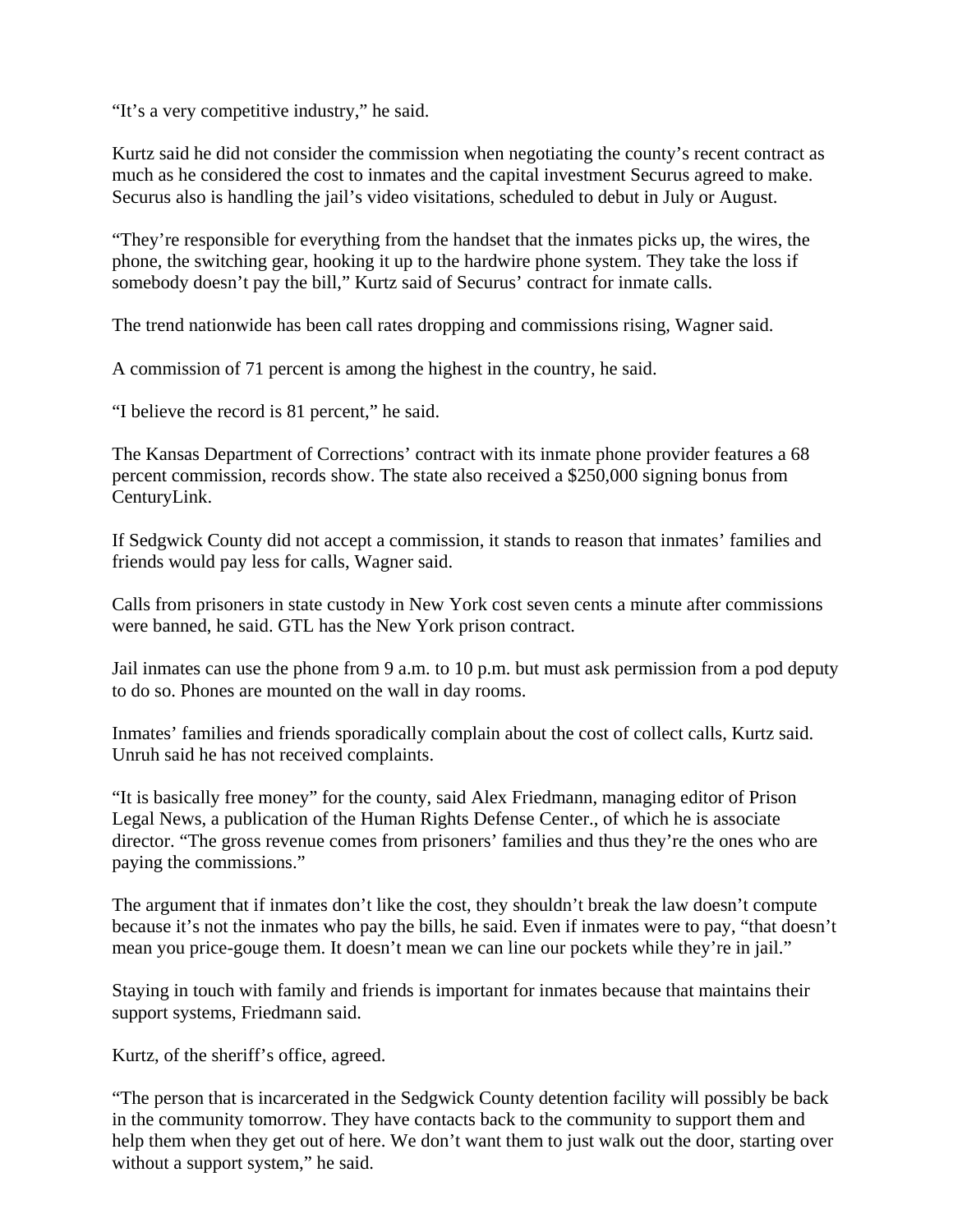"It's a very competitive industry," he said.

Kurtz said he did not consider the commission when negotiating the county's recent contract as much as he considered the cost to inmates and the capital investment Securus agreed to make. Securus also is handling the jail's video visitations, scheduled to debut in July or August.

"They're responsible for everything from the handset that the inmates picks up, the wires, the phone, the switching gear, hooking it up to the hardwire phone system. They take the loss if somebody doesn't pay the bill," Kurtz said of Securus' contract for inmate calls.

The trend nationwide has been call rates dropping and commissions rising, Wagner said.

A commission of 71 percent is among the highest in the country, he said.

"I believe the record is 81 percent," he said.

The Kansas Department of Corrections' contract with its inmate phone provider features a 68 percent commission, records show. The state also received a $250,000 signing bonus from CenturyLink.

If Sedgwick County did not accept a commission, it stands to reason that inmates' families and friends would pay less for calls, Wagner said.

Calls from prisoners in state custody in New York cost seven cents a minute after commissions were banned, he said. GTL has the New York prison contract.

Jail inmates can use the phone from 9 a.m. to 10 p.m. but must ask permission from a pod deputy to do so. Phones are mounted on the wall in day rooms.

Inmates' families and friends sporadically complain about the cost of collect calls, Kurtz said. Unruh said he has not received complaints.

"It is basically free money" for the county, said Alex Friedmann, managing editor of Prison Legal News, a publication of the Human Rights Defense Center., of which he is associate director. "The gross revenue comes from prisoners' families and thus they're the ones who are paying the commissions."

The argument that if inmates don't like the cost, they shouldn't break the law doesn't compute because it's not the inmates who pay the bills, he said. Even if inmates were to pay, "that doesn't mean you price-gouge them. It doesn't mean we can line our pockets while they're in jail."

Staying in touch with family and friends is important for inmates because that maintains their support systems, Friedmann said.

Kurtz, of the sheriff's office, agreed.

"The person that is incarcerated in the Sedgwick County detention facility will possibly be back in the community tomorrow. They have contacts back to the community to support them and help them when they get out of here. We don't want them to just walk out the door, starting over without a support system," he said.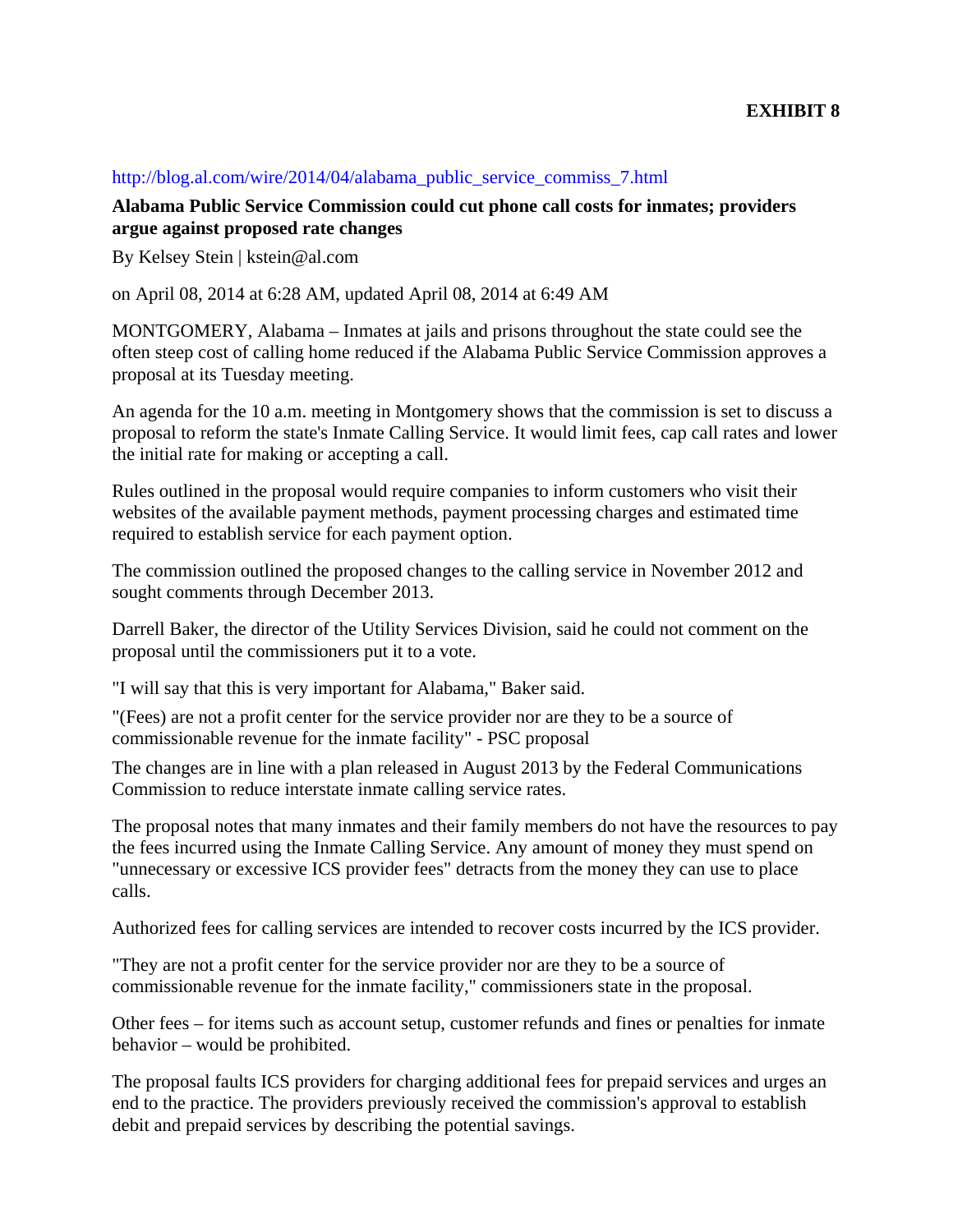**EXHIBIT 8**

http://blog.al.com/wire/2014/04/alabama_public_service_commiss_7.html

**Alabama Public Service Commission could cut phone call costs for inmates; providers argue against proposed rate changes**

By Kelsey Stein | kstein@al.com

on April 08, 2014 at 6:28 AM, updated April 08, 2014 at 6:49 AM

MONTGOMERY, Alabama – Inmates at jails and prisons throughout the state could see the often steep cost of calling home reduced if the Alabama Public Service Commission approves a proposal at its Tuesday meeting.

An agenda for the 10 a.m. meeting in Montgomery shows that the commission is set to discuss a proposal to reform the state's Inmate Calling Service. It would limit fees, cap call rates and lower the initial rate for making or accepting a call.

Rules outlined in the proposal would require companies to inform customers who visit their websites of the available payment methods, payment processing charges and estimated time required to establish service for each payment option.

The commission outlined the proposed changes to the calling service in November 2012 and sought comments through December 2013.

Darrell Baker, the director of the Utility Services Division, said he could not comment on the proposal until the commissioners put it to a vote.

"I will say that this is very important for Alabama," Baker said.

"(Fees) are not a profit center for the service provider nor are they to be a source of commissionable revenue for the inmate facility" - PSC proposal

The changes are in line with a plan released in August 2013 by the Federal Communications Commission to reduce interstate inmate calling service rates.

The proposal notes that many inmates and their family members do not have the resources to pay the fees incurred using the Inmate Calling Service. Any amount of money they must spend on "unnecessary or excessive ICS provider fees" detracts from the money they can use to place calls.

Authorized fees for calling services are intended to recover costs incurred by the ICS provider.

"They are not a profit center for the service provider nor are they to be a source of commissionable revenue for the inmate facility," commissioners state in the proposal.

Other fees – for items such as account setup, customer refunds and fines or penalties for inmate behavior – would be prohibited.

The proposal faults ICS providers for charging additional fees for prepaid services and urges an end to the practice. The providers previously received the commission's approval to establish debit and prepaid services by describing the potential savings.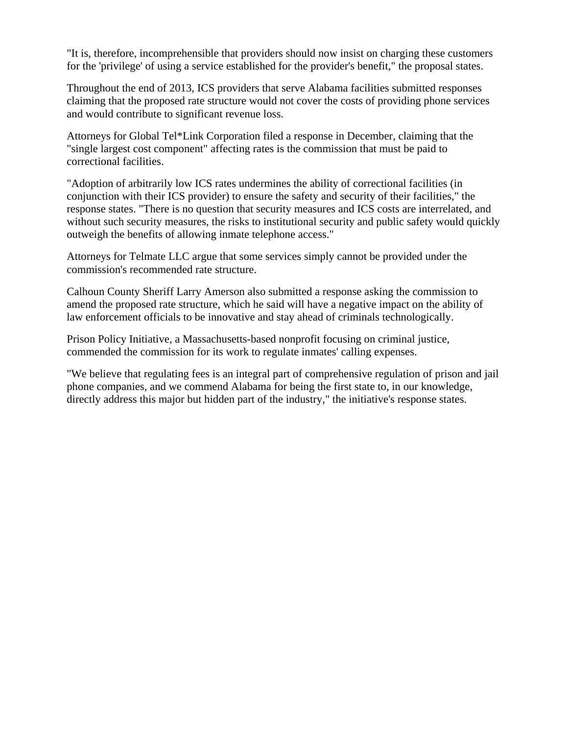"It is, therefore, incomprehensible that providers should now insist on charging these customers for the 'privilege' of using a service established for the provider's benefit," the proposal states.

Throughout the end of 2013, ICS providers that serve Alabama facilities submitted responses claiming that the proposed rate structure would not cover the costs of providing phone services and would contribute to significant revenue loss.

Attorneys for Global Tel*Link Corporation filed a response in December, claiming that the "single largest cost component" affecting rates is the commission that must be paid to correctional facilities.

"Adoption of arbitrarily low ICS rates undermines the ability of correctional facilities (in conjunction with their ICS provider) to ensure the safety and security of their facilities," the response states. "There is no question that security measures and ICS costs are interrelated, and without such security measures, the risks to institutional security and public safety would quickly outweigh the benefits of allowing inmate telephone access."

Attorneys for Telmate LLC argue that some services simply cannot be provided under the commission's recommended rate structure.

Calhoun County Sheriff Larry Amerson also submitted a response asking the commission to amend the proposed rate structure, which he said will have a negative impact on the ability of law enforcement officials to be innovative and stay ahead of criminals technologically.

Prison Policy Initiative, a Massachusetts-based nonprofit focusing on criminal justice, commended the commission for its work to regulate inmates' calling expenses.

"We believe that regulating fees is an integral part of comprehensive regulation of prison and jail phone companies, and we commend Alabama for being the first state to, in our knowledge, directly address this major but hidden part of the industry," the initiative's response states.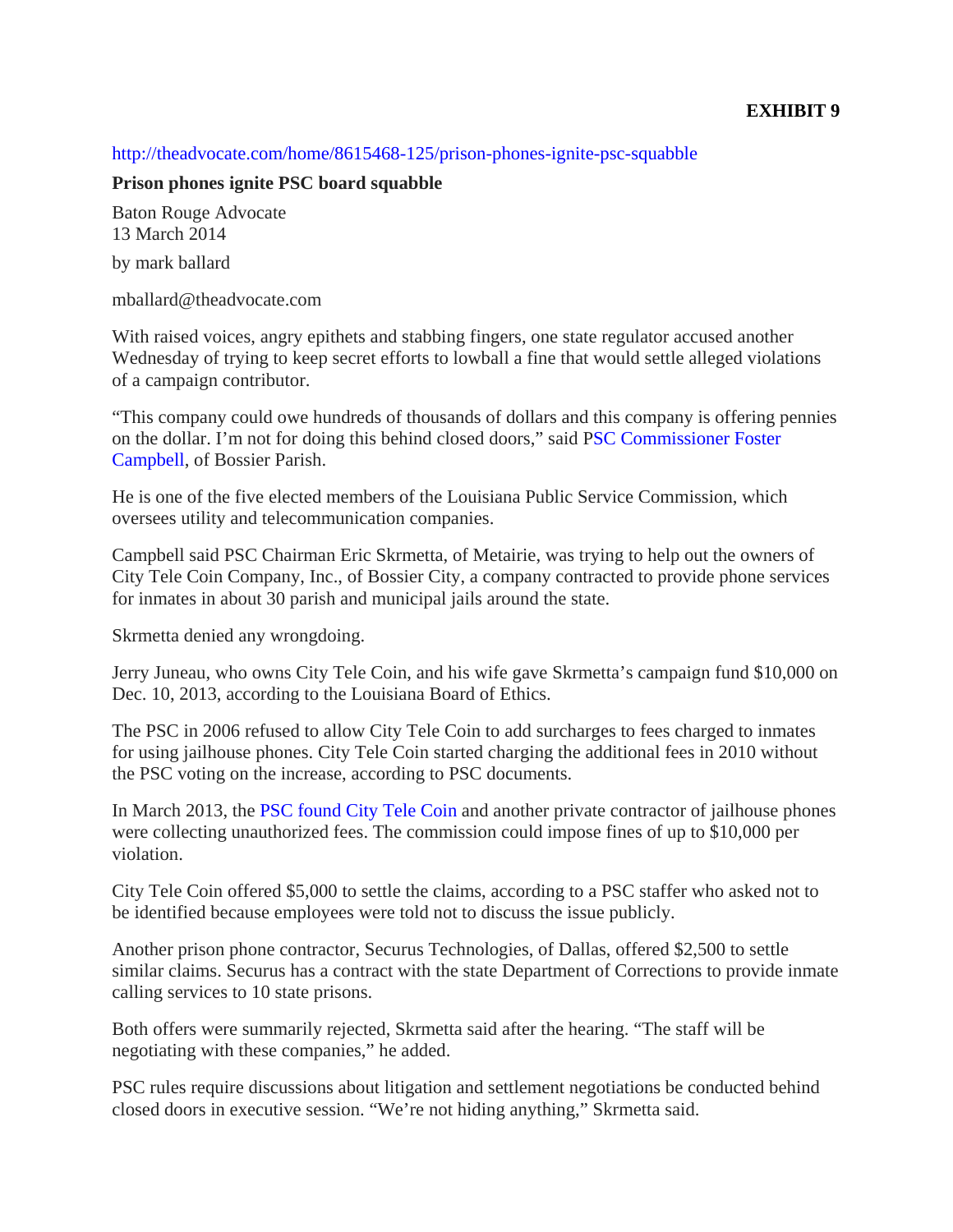**EXHIBIT 9**

http://theadvocate.com/home/8615468-125/prison-phones-ignite-psc-squabble

**Prison phones ignite PSC board squabble**

Baton Rouge Advocate
13 March 2014

by mark ballard

mballard@theadvocate.com

With raised voices, angry epithets and stabbing fingers, one state regulator accused another Wednesday of trying to keep secret efforts to lowball a fine that would settle alleged violations of a campaign contributor.

"This company could owe hundreds of thousands of dollars and this company is offering pennies on the dollar. I'm not for doing this behind closed doors," said PSC Commissioner Foster Campbell, of Bossier Parish.

He is one of the five elected members of the Louisiana Public Service Commission, which oversees utility and telecommunication companies.

Campbell said PSC Chairman Eric Skrmetta, of Metairie, was trying to help out the owners of City Tele Coin Company, Inc., of Bossier City, a company contracted to provide phone services for inmates in about 30 parish and municipal jails around the state.

Skrmetta denied any wrongdoing.

Jerry Juneau, who owns City Tele Coin, and his wife gave Skrmetta's campaign fund $10,000 on Dec. 10, 2013, according to the Louisiana Board of Ethics.

The PSC in 2006 refused to allow City Tele Coin to add surcharges to fees charged to inmates for using jailhouse phones. City Tele Coin started charging the additional fees in 2010 without the PSC voting on the increase, according to PSC documents.

In March 2013, the PSC found City Tele Coin and another private contractor of jailhouse phones were collecting unauthorized fees. The commission could impose fines of up to $10,000 per violation.

City Tele Coin offered $5,000 to settle the claims, according to a PSC staffer who asked not to be identified because employees were told not to discuss the issue publicly.

Another prison phone contractor, Securus Technologies, of Dallas, offered $2,500 to settle similar claims. Securus has a contract with the state Department of Corrections to provide inmate calling services to 10 state prisons.

Both offers were summarily rejected, Skrmetta said after the hearing. "The staff will be negotiating with these companies," he added.

PSC rules require discussions about litigation and settlement negotiations be conducted behind closed doors in executive session. "We're not hiding anything," Skrmetta said.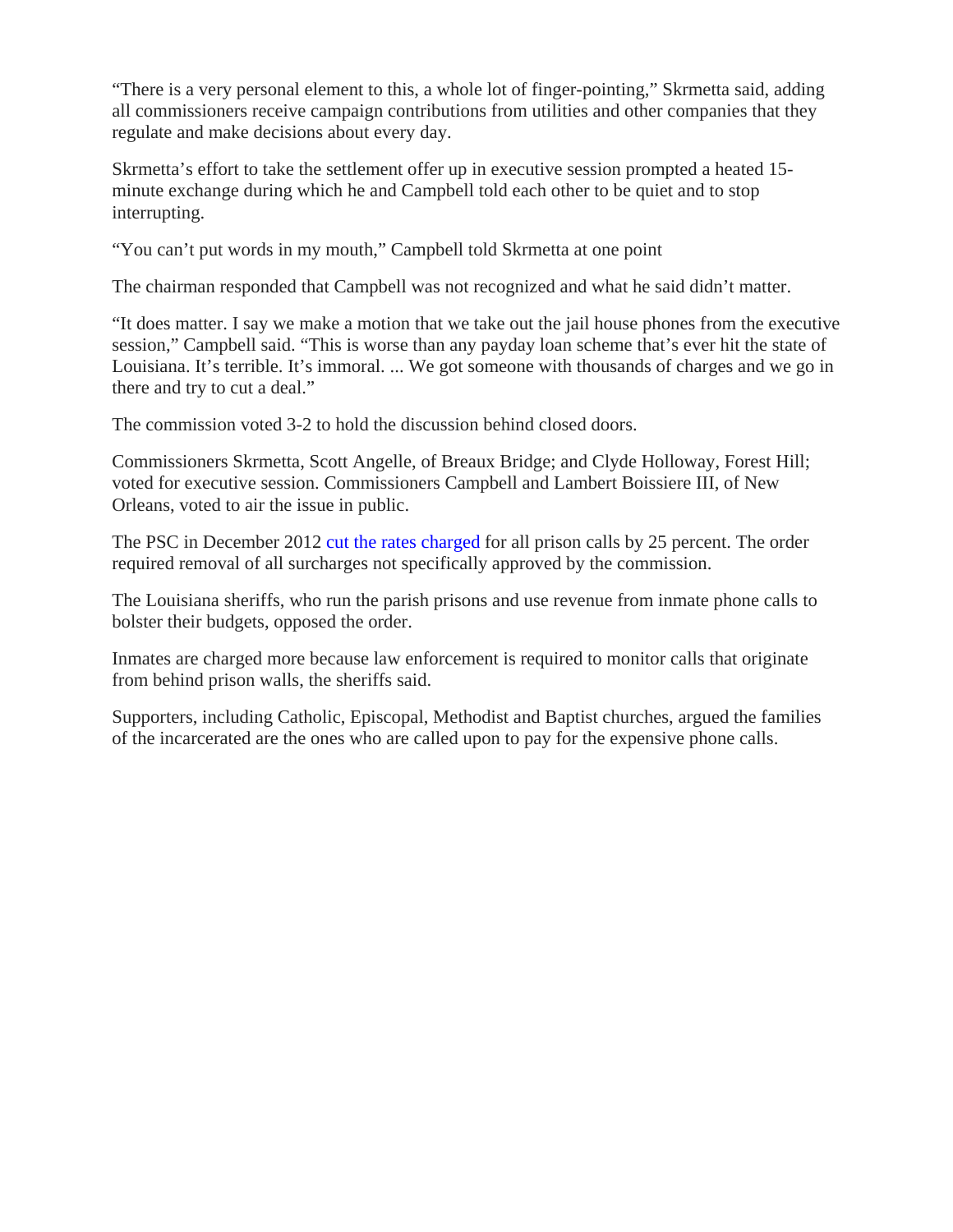"There is a very personal element to this, a whole lot of finger-pointing," Skrmetta said, adding all commissioners receive campaign contributions from utilities and other companies that they regulate and make decisions about every day.

Skrmetta's effort to take the settlement offer up in executive session prompted a heated 15-minute exchange during which he and Campbell told each other to be quiet and to stop interrupting.

"You can't put words in my mouth," Campbell told Skrmetta at one point

The chairman responded that Campbell was not recognized and what he said didn't matter.

"It does matter. I say we make a motion that we take out the jail house phones from the executive session," Campbell said. "This is worse than any payday loan scheme that's ever hit the state of Louisiana. It's terrible. It's immoral. ... We got someone with thousands of charges and we go in there and try to cut a deal."

The commission voted 3-2 to hold the discussion behind closed doors.

Commissioners Skrmetta, Scott Angelle, of Breaux Bridge; and Clyde Holloway, Forest Hill; voted for executive session. Commissioners Campbell and Lambert Boissiere III, of New Orleans, voted to air the issue in public.

The PSC in December 2012 cut the rates charged for all prison calls by 25 percent. The order required removal of all surcharges not specifically approved by the commission.

The Louisiana sheriffs, who run the parish prisons and use revenue from inmate phone calls to bolster their budgets, opposed the order.

Inmates are charged more because law enforcement is required to monitor calls that originate from behind prison walls, the sheriffs said.

Supporters, including Catholic, Episcopal, Methodist and Baptist churches, argued the families of the incarcerated are the ones who are called upon to pay for the expensive phone calls.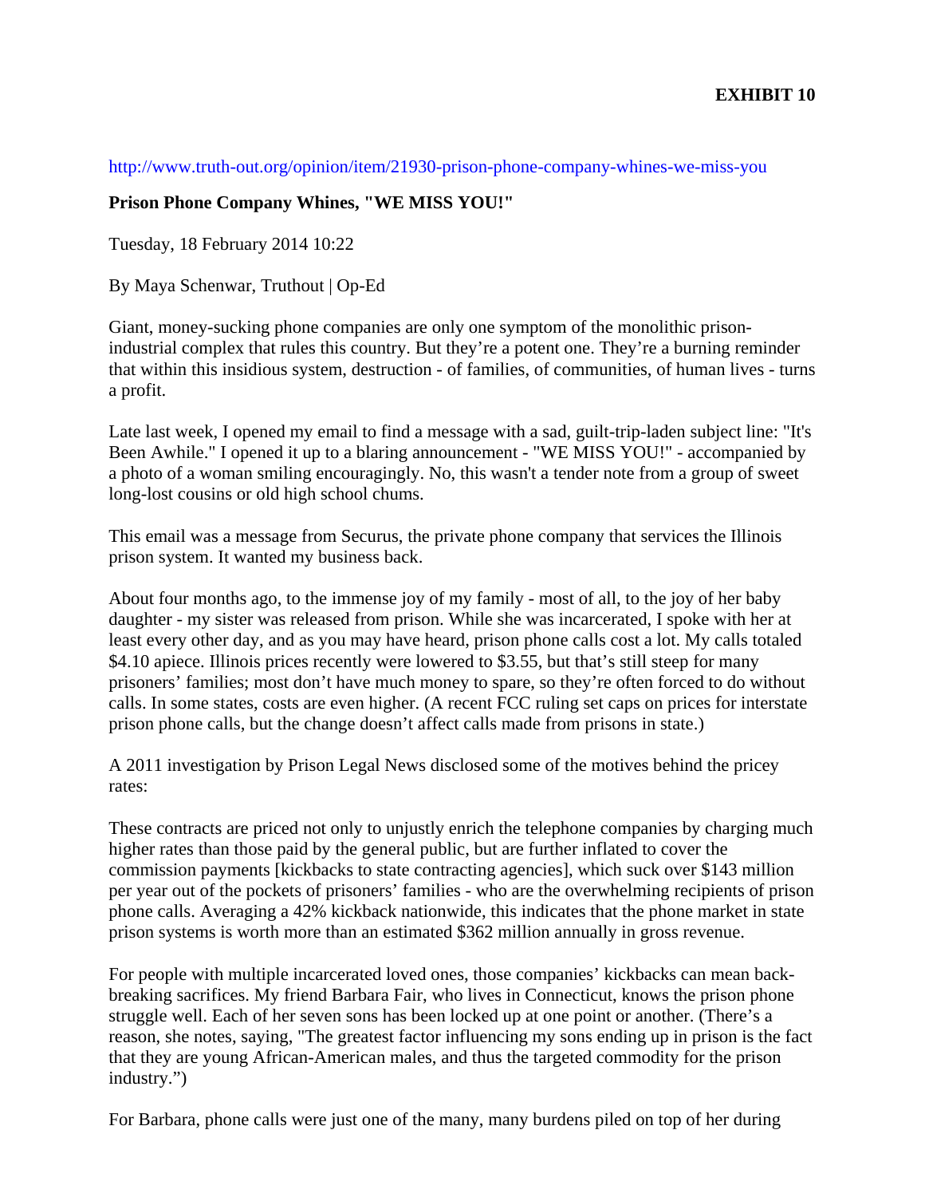**EXHIBIT 10**

http://www.truth-out.org/opinion/item/21930-prison-phone-company-whines-we-miss-you

**Prison Phone Company Whines, "WE MISS YOU!"**

Tuesday, 18 February 2014 10:22

By Maya Schenwar, Truthout | Op-Ed

Giant, money-sucking phone companies are only one symptom of the monolithic prison-industrial complex that rules this country. But they're a potent one. They're a burning reminder that within this insidious system, destruction - of families, of communities, of human lives - turns a profit.

Late last week, I opened my email to find a message with a sad, guilt-trip-laden subject line: "It's Been Awhile." I opened it up to a blaring announcement - "WE MISS YOU!" - accompanied by a photo of a woman smiling encouragingly. No, this wasn't a tender note from a group of sweet long-lost cousins or old high school chums.

This email was a message from Securus, the private phone company that services the Illinois prison system. It wanted my business back.

About four months ago, to the immense joy of my family - most of all, to the joy of her baby daughter - my sister was released from prison. While she was incarcerated, I spoke with her at least every other day, and as you may have heard, prison phone calls cost a lot. My calls totaled $4.10 apiece. Illinois prices recently were lowered to $3.55, but that's still steep for many prisoners' families; most don't have much money to spare, so they're often forced to do without calls. In some states, costs are even higher. (A recent FCC ruling set caps on prices for interstate prison phone calls, but the change doesn't affect calls made from prisons in state.)

A 2011 investigation by Prison Legal News disclosed some of the motives behind the pricey rates:

These contracts are priced not only to unjustly enrich the telephone companies by charging much higher rates than those paid by the general public, but are further inflated to cover the commission payments [kickbacks to state contracting agencies], which suck over $143 million per year out of the pockets of prisoners' families - who are the overwhelming recipients of prison phone calls. Averaging a 42% kickback nationwide, this indicates that the phone market in state prison systems is worth more than an estimated $362 million annually in gross revenue.

For people with multiple incarcerated loved ones, those companies' kickbacks can mean back-breaking sacrifices. My friend Barbara Fair, who lives in Connecticut, knows the prison phone struggle well. Each of her seven sons has been locked up at one point or another. (There's a reason, she notes, saying, "The greatest factor influencing my sons ending up in prison is the fact that they are young African-American males, and thus the targeted commodity for the prison industry.")

For Barbara, phone calls were just one of the many, many burdens piled on top of her during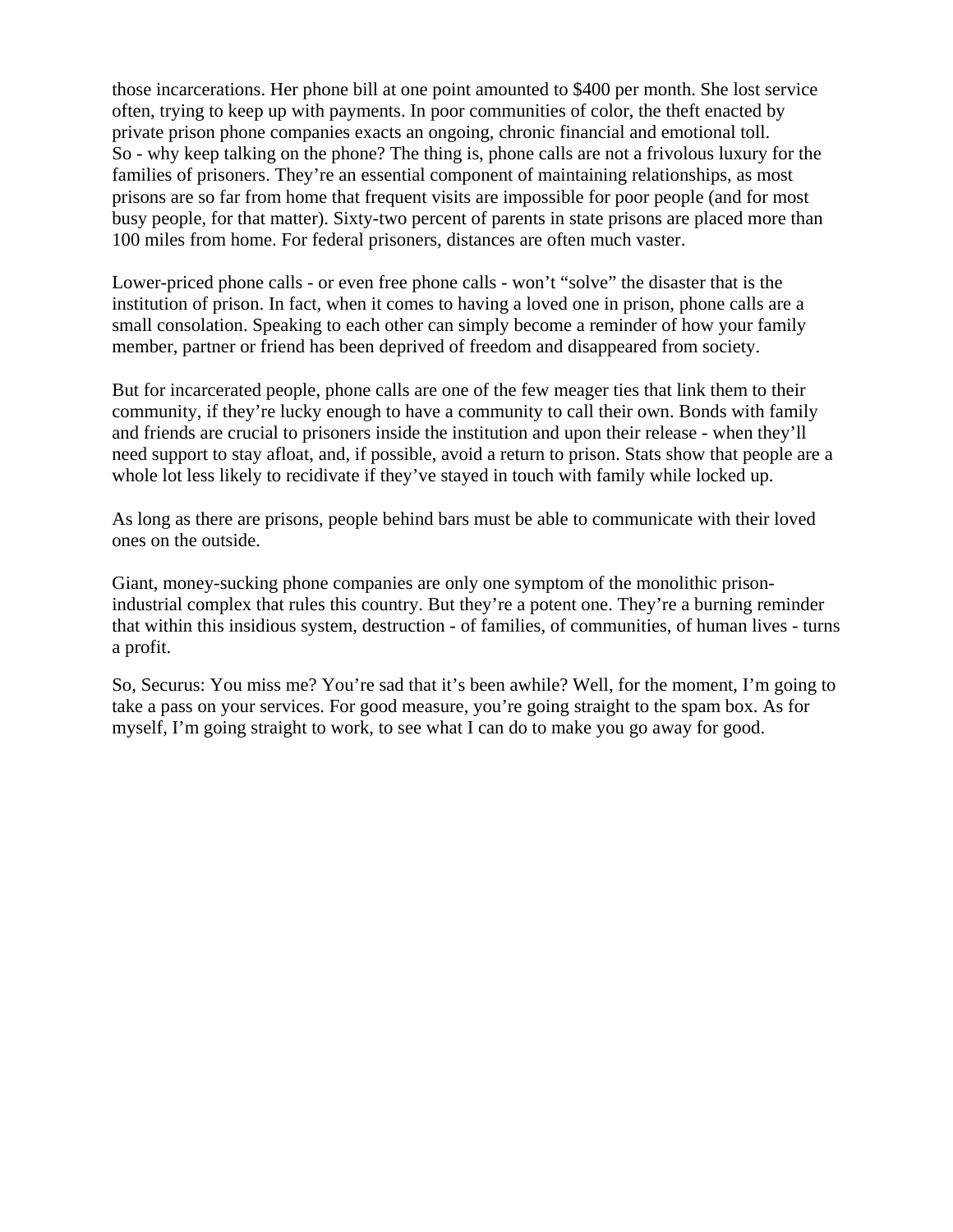those incarcerations. Her phone bill at one point amounted to $400 per month. She lost service often, trying to keep up with payments. In poor communities of color, the theft enacted by private prison phone companies exacts an ongoing, chronic financial and emotional toll.
So - why keep talking on the phone? The thing is, phone calls are not a frivolous luxury for the families of prisoners. They're an essential component of maintaining relationships, as most prisons are so far from home that frequent visits are impossible for poor people (and for most busy people, for that matter). Sixty-two percent of parents in state prisons are placed more than 100 miles from home. For federal prisoners, distances are often much vaster.

Lower-priced phone calls - or even free phone calls - won't "solve" the disaster that is the institution of prison. In fact, when it comes to having a loved one in prison, phone calls are a small consolation. Speaking to each other can simply become a reminder of how your family member, partner or friend has been deprived of freedom and disappeared from society.

But for incarcerated people, phone calls are one of the few meager ties that link them to their community, if they're lucky enough to have a community to call their own. Bonds with family and friends are crucial to prisoners inside the institution and upon their release - when they'll need support to stay afloat, and, if possible, avoid a return to prison. Stats show that people are a whole lot less likely to recidivate if they've stayed in touch with family while locked up.

As long as there are prisons, people behind bars must be able to communicate with their loved ones on the outside.

Giant, money-sucking phone companies are only one symptom of the monolithic prison-industrial complex that rules this country. But they're a potent one. They're a burning reminder that within this insidious system, destruction - of families, of communities, of human lives - turns a profit.

So, Securus: You miss me? You're sad that it's been awhile? Well, for the moment, I'm going to take a pass on your services. For good measure, you're going straight to the spam box. As for myself, I'm going straight to work, to see what I can do to make you go away for good.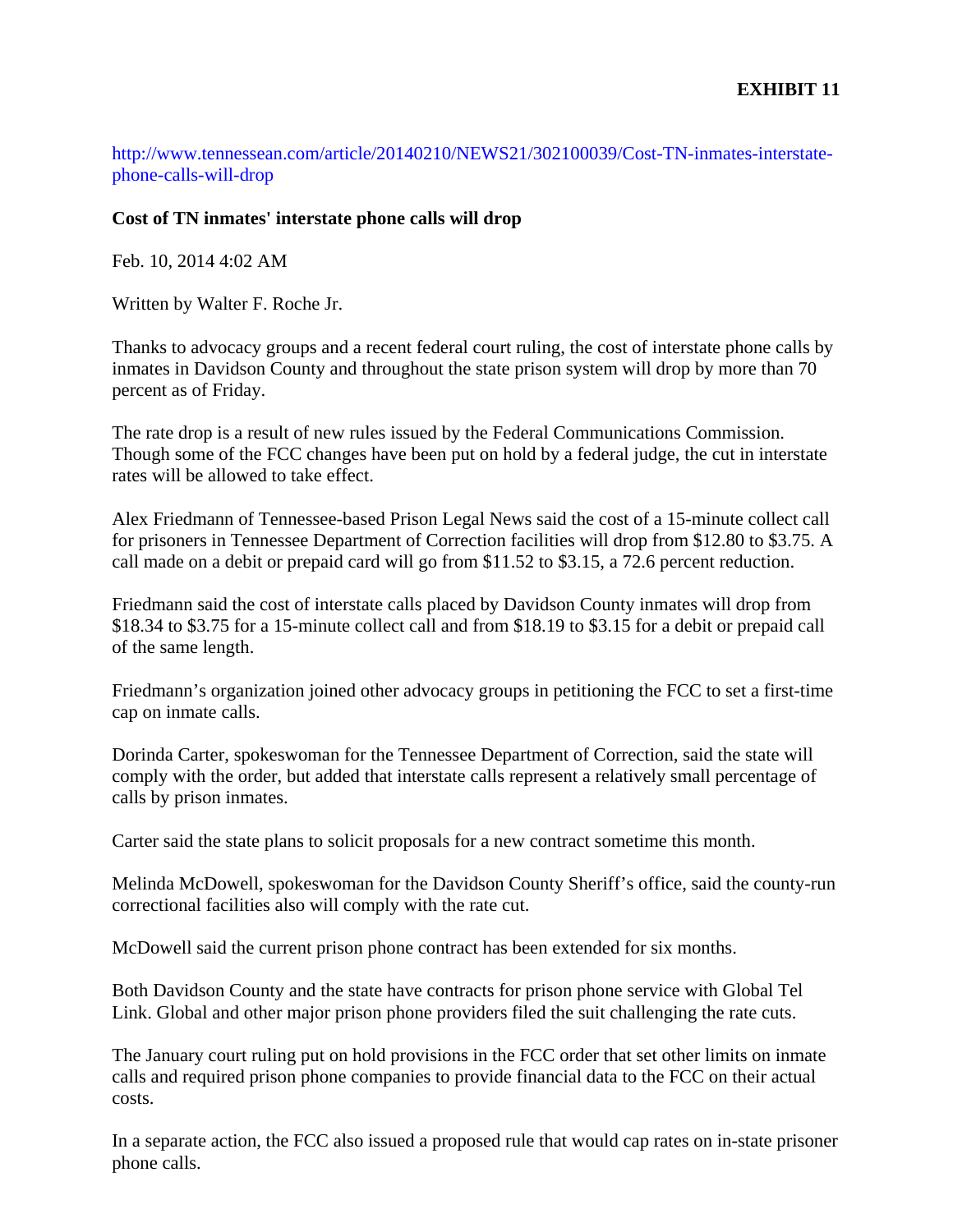**EXHIBIT 11**

http://www.tennessean.com/article/20140210/NEWS21/302100039/Cost-TN-inmates-interstate-phone-calls-will-drop

**Cost of TN inmates' interstate phone calls will drop**

Feb. 10, 2014 4:02 AM

Written by Walter F. Roche Jr.

Thanks to advocacy groups and a recent federal court ruling, the cost of interstate phone calls by inmates in Davidson County and throughout the state prison system will drop by more than 70 percent as of Friday.

The rate drop is a result of new rules issued by the Federal Communications Commission. Though some of the FCC changes have been put on hold by a federal judge, the cut in interstate rates will be allowed to take effect.

Alex Friedmann of Tennessee-based Prison Legal News said the cost of a 15-minute collect call for prisoners in Tennessee Department of Correction facilities will drop from $12.80 to $3.75. A call made on a debit or prepaid card will go from $11.52 to $3.15, a 72.6 percent reduction.

Friedmann said the cost of interstate calls placed by Davidson County inmates will drop from $18.34 to $3.75 for a 15-minute collect call and from $18.19 to $3.15 for a debit or prepaid call of the same length.

Friedmann's organization joined other advocacy groups in petitioning the FCC to set a first-time cap on inmate calls.

Dorinda Carter, spokeswoman for the Tennessee Department of Correction, said the state will comply with the order, but added that interstate calls represent a relatively small percentage of calls by prison inmates.

Carter said the state plans to solicit proposals for a new contract sometime this month.

Melinda McDowell, spokeswoman for the Davidson County Sheriff's office, said the county-run correctional facilities also will comply with the rate cut.

McDowell said the current prison phone contract has been extended for six months.

Both Davidson County and the state have contracts for prison phone service with Global Tel Link. Global and other major prison phone providers filed the suit challenging the rate cuts.

The January court ruling put on hold provisions in the FCC order that set other limits on inmate calls and required prison phone companies to provide financial data to the FCC on their actual costs.

In a separate action, the FCC also issued a proposed rule that would cap rates on in-state prisoner phone calls.